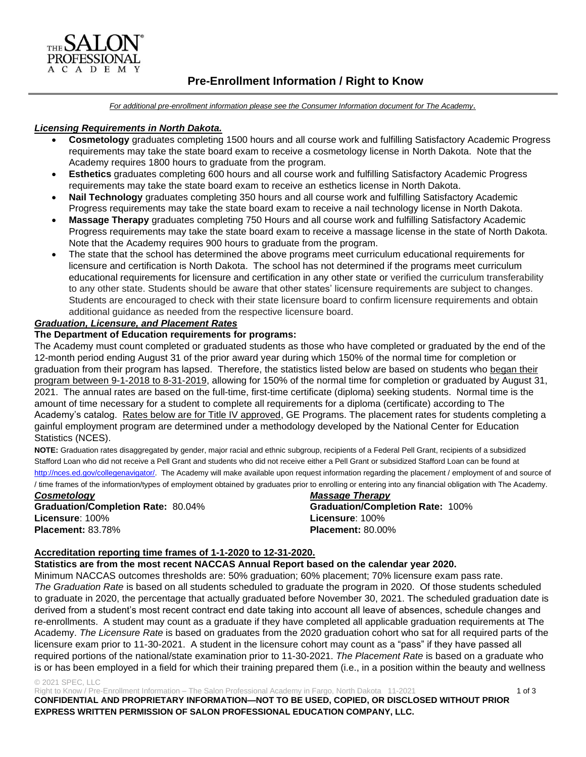THE SALON® PROFESSIONAL ACADEMY

# Pre-Enrollment Information / Right to Know

*For additional pre-enrollment information please see the Consumer Information document for The Academy.*

## *Licensing Requirements in North Dakota.*

- **Cosmetology** graduates completing 1500 hours and all course work and fulfilling Satisfactory Academic Progress requirements may take the state board exam to receive a cosmetology license in North Dakota. Note that the Academy requires 1800 hours to graduate from the program.
- **Esthetics** graduates completing 600 hours and all course work and fulfilling Satisfactory Academic Progress requirements may take the state board exam to receive an esthetics license in North Dakota.
- **Nail Technology** graduates completing 350 hours and all course work and fulfilling Satisfactory Academic Progress requirements may take the state board exam to receive a nail technology license in North Dakota.
- **Massage Therapy** graduates completing 750 Hours and all course work and fulfilling Satisfactory Academic Progress requirements may take the state board exam to receive a massage license in the state of North Dakota. Note that the Academy requires 900 hours to graduate from the program.
- The state that the school has determined the above programs meet curriculum educational requirements for licensure and certification is North Dakota. The school has not determined if the programs meet curriculum educational requirements for licensure and certification in any other state or verified the curriculum transferability to any other state. Students should be aware that other states' licensure requirements are subject to changes. Students are encouraged to check with their state licensure board to confirm licensure requirements and obtain additional guidance as needed from the respective licensure board.

## *Graduation, Licensure, and Placement Rates*

**The Department of Education requirements for programs:**

The Academy must count completed or graduated students as those who have completed or graduated by the end of the 12-month period ending August 31 of the prior award year during which 150% of the normal time for completion or graduation from their program has lapsed. Therefore, the statistics listed below are based on students who began their program between 9-1-2018 to 8-31-2019, allowing for 150% of the normal time for completion or graduated by August 31, 2021. The annual rates are based on the full-time, first-time certificate (diploma) seeking students. Normal time is the amount of time necessary for a student to complete all requirements for a diploma (certificate) according to The Academy's catalog. Rates below are for Title IV approved, GE Programs. The placement rates for students completing a gainful employment program are determined under a methodology developed by the National Center for Education Statistics (NCES).

**NOTE:** Graduation rates disaggregated by gender, major racial and ethnic subgroup, recipients of a Federal Pell Grant, recipients of a subsidized Stafford Loan who did not receive a Pell Grant and students who did not receive either a Pell Grant or subsidized Stafford Loan can be found at http://nces.ed.gov/collegenavigator/. The Academy will make available upon request information regarding the placement / employment of and source of / time frames of the information/types of employment obtained by graduates prior to enrolling or entering into any financial obligation with The Academy.

***Cosmetology***
**Graduation/Completion Rate:** 80.04%
**Licensure**: 100%
**Placement:** 83.78%

***Massage Therapy***
**Graduation/Completion Rate:** 100%
**Licensure**: 100%
**Placement:** 80.00%

**Accreditation reporting time frames of 1-1-2020 to 12-31-2020.**

**Statistics are from the most recent NACCAS Annual Report based on the calendar year 2020.**

Minimum NACCAS outcomes thresholds are: 50% graduation; 60% placement; 70% licensure exam pass rate. *The Graduation Rate* is based on all students scheduled to graduate the program in 2020. Of those students scheduled to graduate in 2020, the percentage that actually graduated before November 30, 2021. The scheduled graduation date is derived from a student's most recent contract end date taking into account all leave of absences, schedule changes and re-enrollments. A student may count as a graduate if they have completed all applicable graduation requirements at The Academy. *The Licensure Rate* is based on graduates from the 2020 graduation cohort who sat for all required parts of the licensure exam prior to 11-30-2021. A student in the licensure cohort may count as a "pass" if they have passed all required portions of the national/state examination prior to 11-30-2021. *The Placement Rate* is based on a graduate who is or has been employed in a field for which their training prepared them (i.e., in a position within the beauty and wellness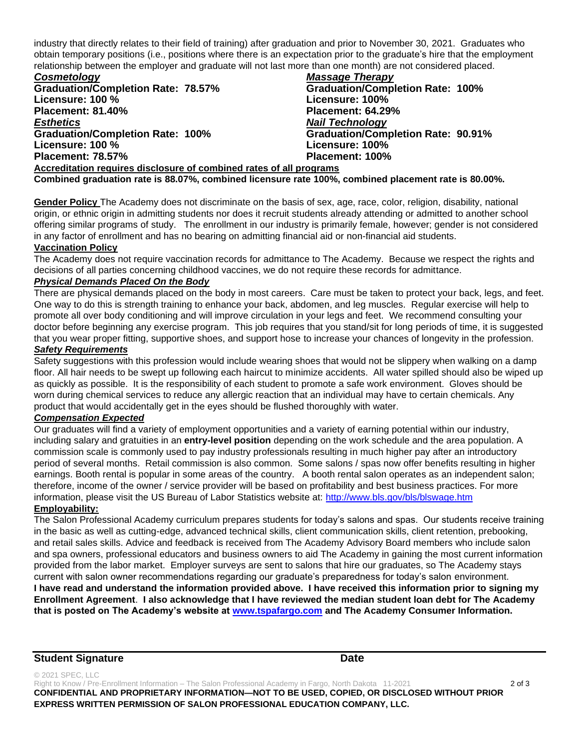industry that directly relates to their field of training) after graduation and prior to November 30, 2021. Graduates who obtain temporary positions (i.e., positions where there is an expectation prior to the graduate's hire that the employment relationship between the employer and graduate will not last more than one month) are not considered placed.

***Cosmetology***
**Graduation/Completion Rate: 78.57%**
**Licensure: 100 %**
**Placement: 81.40%**

***Esthetics***
**Graduation/Completion Rate: 100%**
**Licensure: 100 %**
**Placement: 78.57%**

***Massage Therapy***
**Graduation/Completion Rate: 100%**
**Licensure: 100%**
**Placement: 64.29%**

***Nail Technology***
**Graduation/Completion Rate: 90.91%**
**Licensure: 100%**
**Placement: 100%**

**Accreditation requires disclosure of combined rates of all programs**
**Combined graduation rate is 88.07%, combined licensure rate 100%, combined placement rate is 80.00%.**

**Gender Policy** The Academy does not discriminate on the basis of sex, age, race, color, religion, disability, national origin, or ethnic origin in admitting students nor does it recruit students already attending or admitted to another school offering similar programs of study. The enrollment in our industry is primarily female, however; gender is not considered in any factor of enrollment and has no bearing on admitting financial aid or non-financial aid students.

**Vaccination Policy**
The Academy does not require vaccination records for admittance to The Academy. Because we respect the rights and decisions of all parties concerning childhood vaccines, we do not require these records for admittance.

***Physical Demands Placed On the Body***
There are physical demands placed on the body in most careers. Care must be taken to protect your back, legs, and feet. One way to do this is strength training to enhance your back, abdomen, and leg muscles. Regular exercise will help to promote all over body conditioning and will improve circulation in your legs and feet. We recommend consulting your doctor before beginning any exercise program. This job requires that you stand/sit for long periods of time, it is suggested that you wear proper fitting, supportive shoes, and support hose to increase your chances of longevity in the profession.

***Safety Requirements***
Safety suggestions with this profession would include wearing shoes that would not be slippery when walking on a damp floor. All hair needs to be swept up following each haircut to minimize accidents. All water spilled should also be wiped up as quickly as possible. It is the responsibility of each student to promote a safe work environment. Gloves should be worn during chemical services to reduce any allergic reaction that an individual may have to certain chemicals. Any product that would accidentally get in the eyes should be flushed thoroughly with water.

***Compensation Expected***
Our graduates will find a variety of employment opportunities and a variety of earning potential within our industry, including salary and gratuities in an **entry-level position** depending on the work schedule and the area population. A commission scale is commonly used to pay industry professionals resulting in much higher pay after an introductory period of several months. Retail commission is also common. Some salons / spas now offer benefits resulting in higher earnings. Booth rental is popular in some areas of the country. A booth rental salon operates as an independent salon; therefore, income of the owner / service provider will be based on profitability and best business practices. For more information, please visit the US Bureau of Labor Statistics website at: http://www.bls.gov/bls/blswage.htm

**Employability:**
The Salon Professional Academy curriculum prepares students for today's salons and spas. Our students receive training in the basic as well as cutting-edge, advanced technical skills, client communication skills, client retention, prebooking, and retail sales skills. Advice and feedback is received from The Academy Advisory Board members who include salon and spa owners, professional educators and business owners to aid The Academy in gaining the most current information provided from the labor market. Employer surveys are sent to salons that hire our graduates, so The Academy stays current with salon owner recommendations regarding our graduate's preparedness for today's salon environment.
**I have read and understand the information provided above. I have received this information prior to signing my Enrollment Agreement**. **I also acknowledge that I have reviewed the median student loan debt for The Academy that is posted on The Academy's website at www.tspafargo.com and The Academy Consumer Information.**

**Student Signature** **Date**

© 2021 SPEC, LLC
Right to Know / Pre-Enrollment Information – The Salon Professional Academy in Fargo, North Dakota 11-2021
**CONFIDENTIAL AND PROPRIETARY INFORMATION—NOT TO BE USED, COPIED, OR DISCLOSED WITHOUT PRIOR EXPRESS WRITTEN PERMISSION OF SALON PROFESSIONAL EDUCATION COMPANY, LLC.**